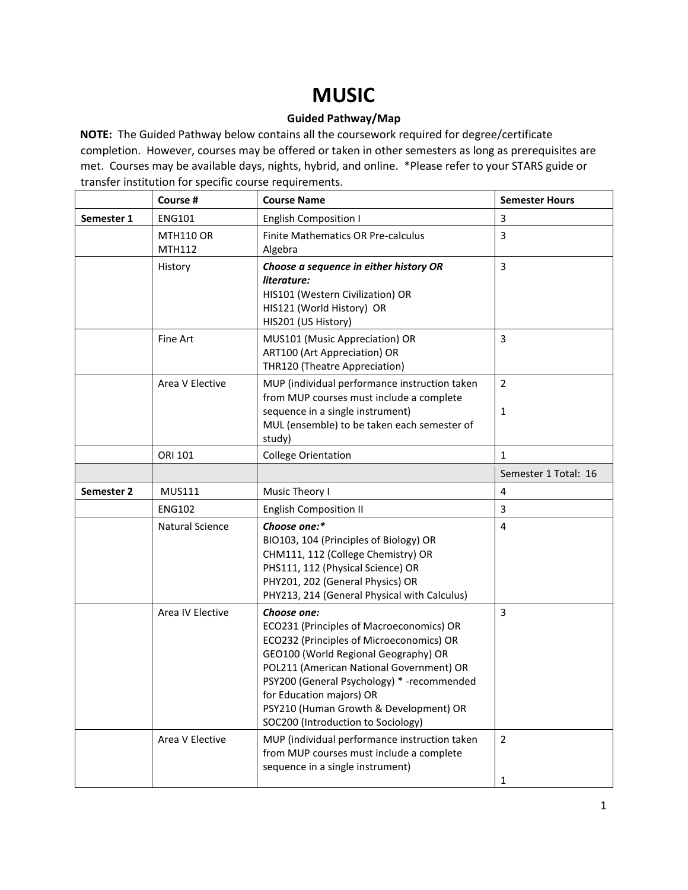# MUSIC

**Guided Pathway/Map**

**NOTE:** The Guided Pathway below contains all the coursework required for degree/certificate completion. However, courses may be offered or taken in other semesters as long as prerequisites are met. Courses may be available days, nights, hybrid, and online. *Please refer to your STARS guide or transfer institution for specific course requirements.

| | **Course #** | **Course Name** | **Semester Hours** |
|---|---|---|---|
| **Semester 1** | ENG101 | English Composition I | 3 |
| | MTH110 OR MTH112 | Finite Mathematics OR Pre-calculus Algebra | 3 |
| | History | ***Choose a sequence in either history OR literature:*** HIS101 (Western Civilization) OR HIS121 (World History) OR HIS201 (US History) | 3 |
| | Fine Art | MUS101 (Music Appreciation) OR ART100 (Art Appreciation) OR THR120 (Theatre Appreciation) | 3 |
| | Area V Elective | MUP (individual performance instruction taken from MUP courses must include a complete sequence in a single instrument) MUL (ensemble) to be taken each semester of study) | 2 1 |
| | ORI 101 | College Orientation | 1 |
| | | | Semester 1 Total: 16 |
| **Semester 2** | MUS111 | Music Theory I | 4 |
| | ENG102 | English Composition II | 3 |
| | Natural Science | ***Choose one:**** BIO103, 104 (Principles of Biology) OR CHM111, 112 (College Chemistry) OR PHS111, 112 (Physical Science) OR PHY201, 202 (General Physics) OR PHY213, 214 (General Physical with Calculus) | 4 |
| | Area IV Elective | ***Choose one:*** ECO231 (Principles of Macroeconomics) OR ECO232 (Principles of Microeconomics) OR GEO100 (World Regional Geography) OR POL211 (American National Government) OR PSY200 (General Psychology) * -recommended for Education majors) OR PSY210 (Human Growth & Development) OR SOC200 (Introduction to Sociology) | 3 |
| | Area V Elective | MUP (individual performance instruction taken from MUP courses must include a complete sequence in a single instrument) | 2 1 |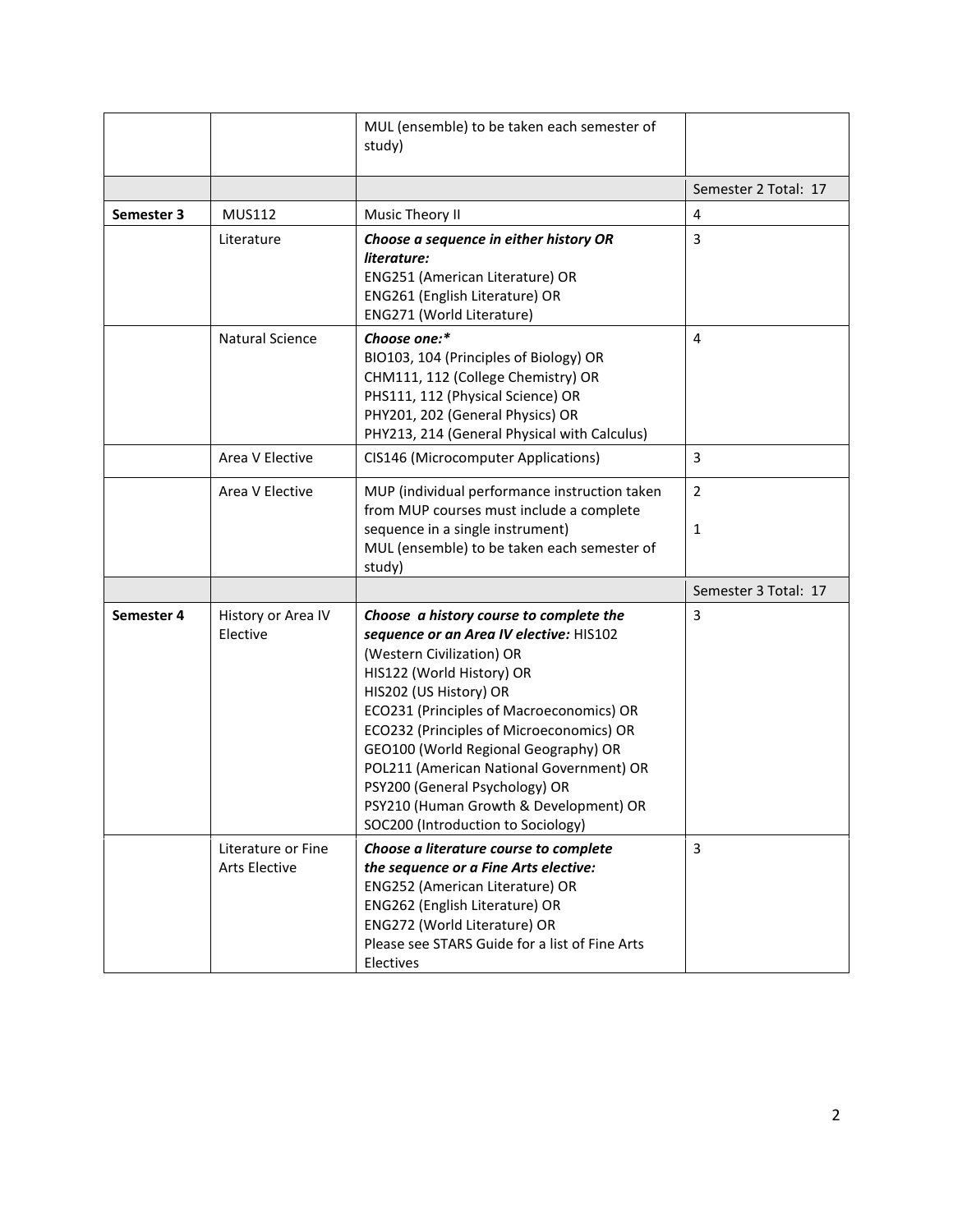| | | | |
|---|---|---|---|
| | | MUL (ensemble) to be taken each semester of study) | |
| | | | Semester 2 Total: 17 |
| **Semester 3** | MUS112 | Music Theory II | 4 |
| | Literature | ***Choose a sequence in either history OR literature:*** <br>ENG251 (American Literature) OR <br>ENG261 (English Literature) OR <br>ENG271 (World Literature) | 3 |
| | Natural Science | ***Choose one:**** <br>BIO103, 104 (Principles of Biology) OR <br>CHM111, 112 (College Chemistry) OR <br>PHS111, 112 (Physical Science) OR <br>PHY201, 202 (General Physics) OR <br>PHY213, 214 (General Physical with Calculus) | 4 |
| | Area V Elective | CIS146 (Microcomputer Applications) | 3 |
| | Area V Elective | MUP (individual performance instruction taken from MUP courses must include a complete sequence in a single instrument) <br>MUL (ensemble) to be taken each semester of study) | 2 <br><br>1 |
| | | | Semester 3 Total: 17 |
| **Semester 4** | History or Area IV Elective | ***Choose a history course to complete the sequence or an Area IV elective:*** HIS102 (Western Civilization) OR <br>HIS122 (World History) OR <br>HIS202 (US History) OR <br>ECO231 (Principles of Macroeconomics) OR <br>ECO232 (Principles of Microeconomics) OR <br>GEO100 (World Regional Geography) OR <br>POL211 (American National Government) OR <br>PSY200 (General Psychology) OR <br>PSY210 (Human Growth & Development) OR <br>SOC200 (Introduction to Sociology) | 3 |
| | Literature or Fine Arts Elective | ***Choose a literature course to complete the sequence or a Fine Arts elective:*** <br>ENG252 (American Literature) OR <br>ENG262 (English Literature) OR <br>ENG272 (World Literature) OR <br>Please see STARS Guide for a list of Fine Arts Electives | 3 |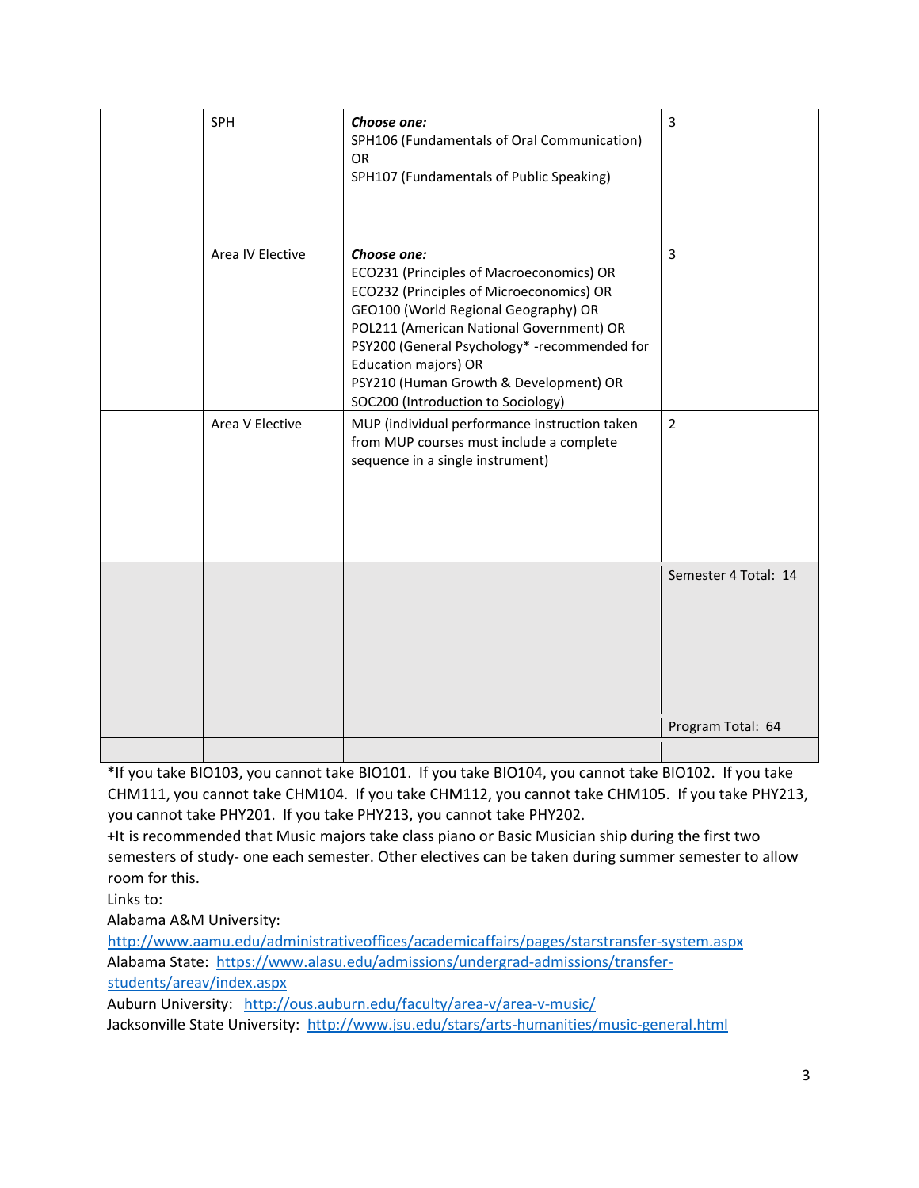| | | | |
|---|---|---|---|
| | SPH | ***Choose one:***<br>SPH106 (Fundamentals of Oral Communication)<br>OR<br>SPH107 (Fundamentals of Public Speaking) | 3 |
| | Area IV Elective | ***Choose one:***<br>ECO231 (Principles of Macroeconomics) OR<br>ECO232 (Principles of Microeconomics) OR<br>GEO100 (World Regional Geography) OR<br>POL211 (American National Government) OR<br>PSY200 (General Psychology* -recommended for Education majors) OR<br>PSY210 (Human Growth & Development) OR<br>SOC200 (Introduction to Sociology) | 3 |
| | Area V Elective | MUP (individual performance instruction taken from MUP courses must include a complete sequence in a single instrument) | 2 |
| | | | Semester 4 Total: 14 |
| | | | Program Total: 64 |
| | | | |

*If you take BIO103, you cannot take BIO101. If you take BIO104, you cannot take BIO102. If you take CHM111, you cannot take CHM104. If you take CHM112, you cannot take CHM105. If you take PHY213, you cannot take PHY201. If you take PHY213, you cannot take PHY202.

+It is recommended that Music majors take class piano or Basic Musician ship during the first two semesters of study- one each semester. Other electives can be taken during summer semester to allow room for this.

Links to:

Alabama A&M University:
http://www.aamu.edu/administrativeoffices/academicaffairs/pages/starstransfer-system.aspx

Alabama State: https://www.alasu.edu/admissions/undergrad-admissions/transfer-students/areav/index.aspx

Auburn University: http://ous.auburn.edu/faculty/area-v/area-v-music/

Jacksonville State University: http://www.jsu.edu/stars/arts-humanities/music-general.html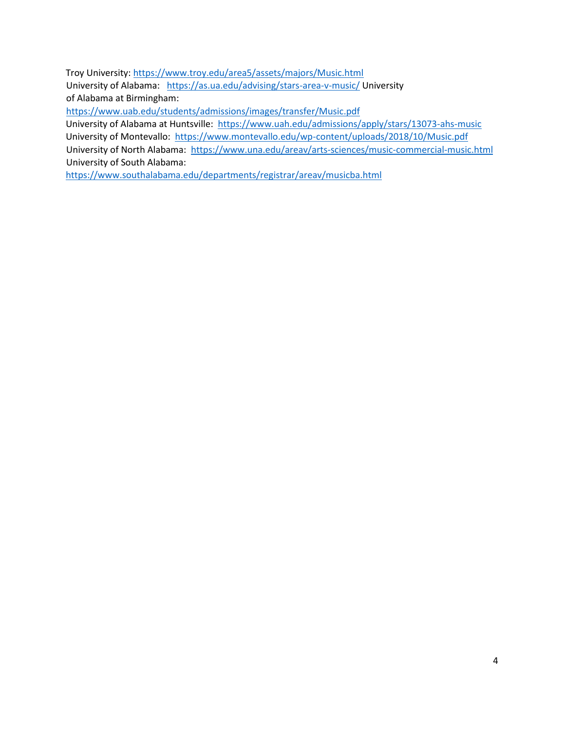Troy University: https://www.troy.edu/area5/assets/majors/Music.html
University of Alabama: https://as.ua.edu/advising/stars-area-v-music/
University of Alabama at Birmingham: https://www.uab.edu/students/admissions/images/transfer/Music.pdf
University of Alabama at Huntsville: https://www.uah.edu/admissions/apply/stars/13073-ahs-music
University of Montevallo: https://www.montevallo.edu/wp-content/uploads/2018/10/Music.pdf
University of North Alabama: https://www.una.edu/areav/arts-sciences/music-commercial-music.html
University of South Alabama: https://www.southalabama.edu/departments/registrar/areav/musicba.html